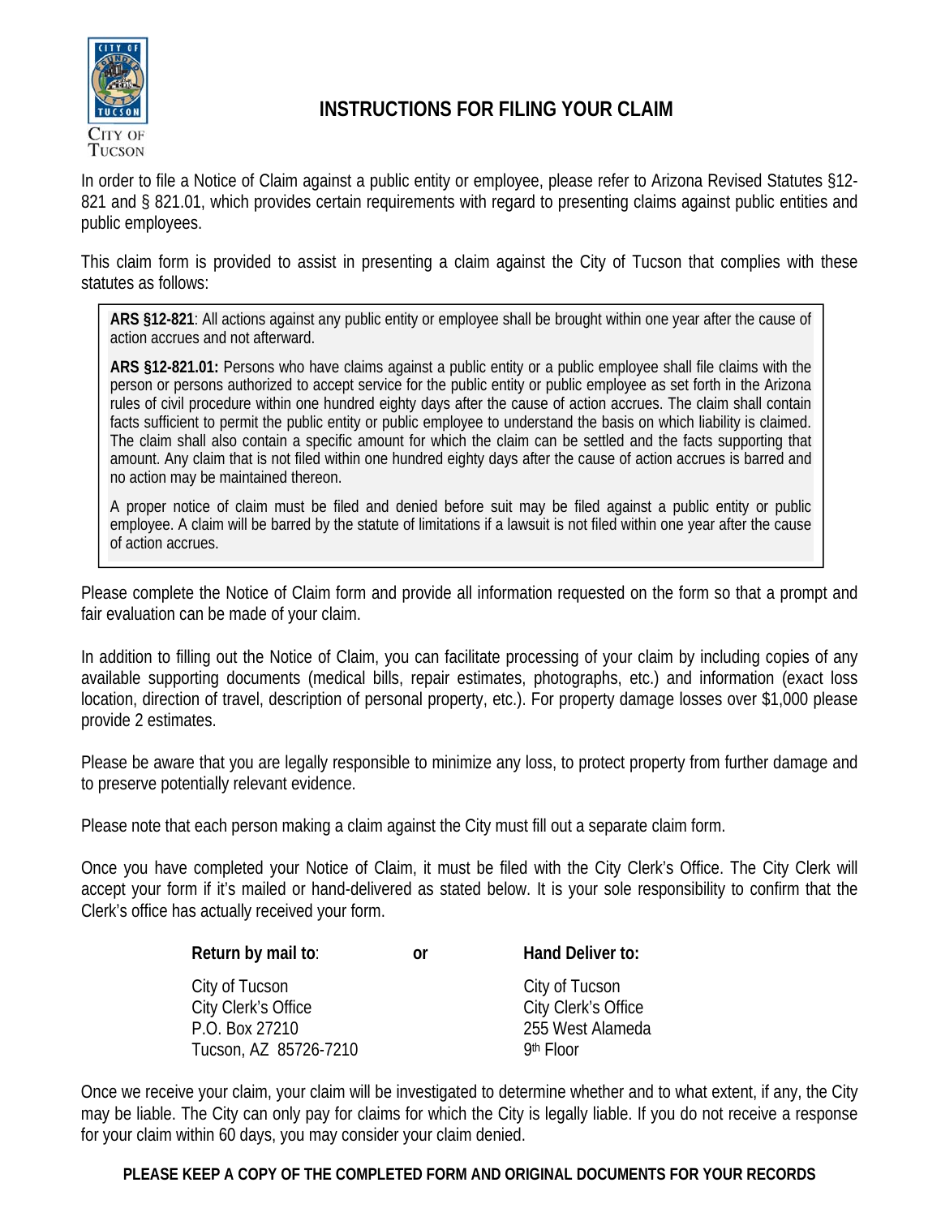City of Tucson

# INSTRUCTIONS FOR FILING YOUR CLAIM

In order to file a Notice of Claim against a public entity or employee, please refer to Arizona Revised Statutes §12-821 and § 821.01, which provides certain requirements with regard to presenting claims against public entities and public employees.

This claim form is provided to assist in presenting a claim against the City of Tucson that complies with these statutes as follows:

> **ARS §12-821**: All actions against any public entity or employee shall be brought within one year after the cause of action accrues and not afterward.
>
> **ARS §12-821.01:** Persons who have claims against a public entity or a public employee shall file claims with the person or persons authorized to accept service for the public entity or public employee as set forth in the Arizona rules of civil procedure within one hundred eighty days after the cause of action accrues. The claim shall contain facts sufficient to permit the public entity or public employee to understand the basis on which liability is claimed. The claim shall also contain a specific amount for which the claim can be settled and the facts supporting that amount. Any claim that is not filed within one hundred eighty days after the cause of action accrues is barred and no action may be maintained thereon.
>
> A proper notice of claim must be filed and denied before suit may be filed against a public entity or public employee. A claim will be barred by the statute of limitations if a lawsuit is not filed within one year after the cause of action accrues.

Please complete the Notice of Claim form and provide all information requested on the form so that a prompt and fair evaluation can be made of your claim.

In addition to filling out the Notice of Claim, you can facilitate processing of your claim by including copies of any available supporting documents (medical bills, repair estimates, photographs, etc.) and information (exact loss location, direction of travel, description of personal property, etc.). For property damage losses over $1,000 please provide 2 estimates.

Please be aware that you are legally responsible to minimize any loss, to protect property from further damage and to preserve potentially relevant evidence.

Please note that each person making a claim against the City must fill out a separate claim form.

Once you have completed your Notice of Claim, it must be filed with the City Clerk's Office. The City Clerk will accept your form if it's mailed or hand-delivered as stated below. It is your sole responsibility to confirm that the Clerk's office has actually received your form.

| **Return by mail to**: | **or** | **Hand Deliver to:** |
|---|---|---|
| City of Tucson<br>City Clerk's Office<br>P.O. Box 27210<br>Tucson, AZ 85726-7210 | | City of Tucson<br>City Clerk's Office<br>255 West Alameda<br>9th Floor |

Once we receive your claim, your claim will be investigated to determine whether and to what extent, if any, the City may be liable. The City can only pay for claims for which the City is legally liable. If you do not receive a response for your claim within 60 days, you may consider your claim denied.

**PLEASE KEEP A COPY OF THE COMPLETED FORM AND ORIGINAL DOCUMENTS FOR YOUR RECORDS**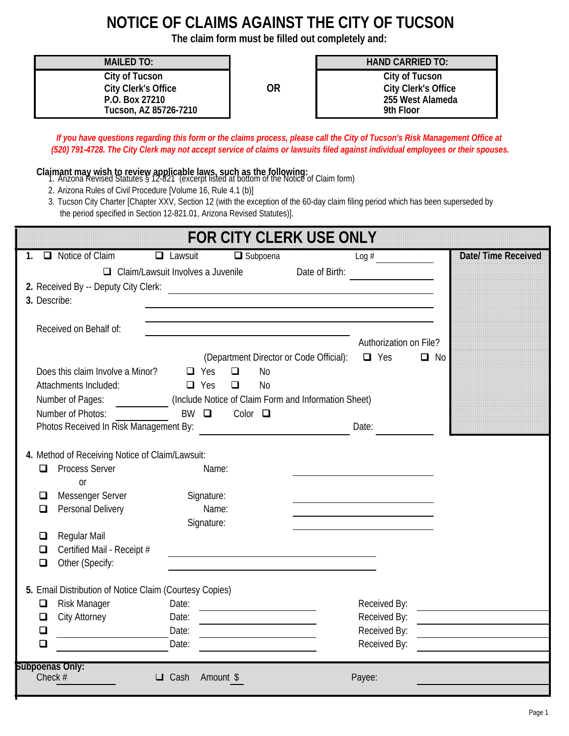# NOTICE OF CLAIMS AGAINST THE CITY OF TUCSON

**The claim form must be filled out completely and:**

| MAILED TO: | | HAND CARRIED TO: |
|---|---|---|
| City of Tucson<br>City Clerk's Office<br>P.O. Box 27210<br>Tucson, AZ 85726-7210 | OR | City of Tucson<br>City Clerk's Office<br>255 West Alameda<br>9th Floor |

*If you have questions regarding this form or the claims process, please call the City of Tucson's Risk Management Office at (520) 791-4728. The City Clerk may not accept service of claims or lawsuits filed against individual employees or their spouses.*

**Claimant may wish to review applicable laws, such as the following:**

1. Arizona Revised Statutes § 12-821 (excerpt listed at bottom of the Notice of Claim form)
2. Arizona Rules of Civil Procedure [Volume 16, Rule 4.1 (b)]
3. Tucson City Charter [Chapter XXV, Section 12 (with the exception of the 60-day claim filing period which has been superseded by the period specified in Section 12-821.01, Arizona Revised Statutes)].

## FOR CITY CLERK USE ONLY

**Date/ Time Received**

**1.** ❑ Notice of Claim ❑ Lawsuit ❑ Subpoena Log # ________

❑ Claim/Lawsuit Involves a Juvenile Date of Birth: ________

**2.** Received By -- Deputy City Clerk: ________

**3.** Describe: ________

________

Received on Behalf of: ________

(Department Director or Code Official): Authorization on File? ❑ Yes ❑ No

Does this claim Involve a Minor? ❑ Yes ❑ No

Attachments Included: ❑ Yes ❑ No

Number of Pages: ________ (Include Notice of Claim Form and Information Sheet)

Number of Photos: ________ BW ❑ Color ❑

Photos Received In Risk Management By: ________ Date: ________

**4.** Method of Receiving Notice of Claim/Lawsuit:

❑ Process Server Name: ________

or

❑ Messenger Server Signature: ________

❑ Personal Delivery Name: ________

Signature: ________

❑ Regular Mail

❑ Certified Mail - Receipt # ________

❑ Other (Specify: ________

**5.** Email Distribution of Notice Claim (Courtesy Copies)

❑ Risk Manager Date: ________ Received By: ________

❑ City Attorney Date: ________ Received By: ________

❑ ________ Date: ________ Received By: ________

❑ ________ Date: ________ Received By: ________

**Subpoenas Only:**

Check # ________ ❑ Cash Amount $ ____ Payee: ________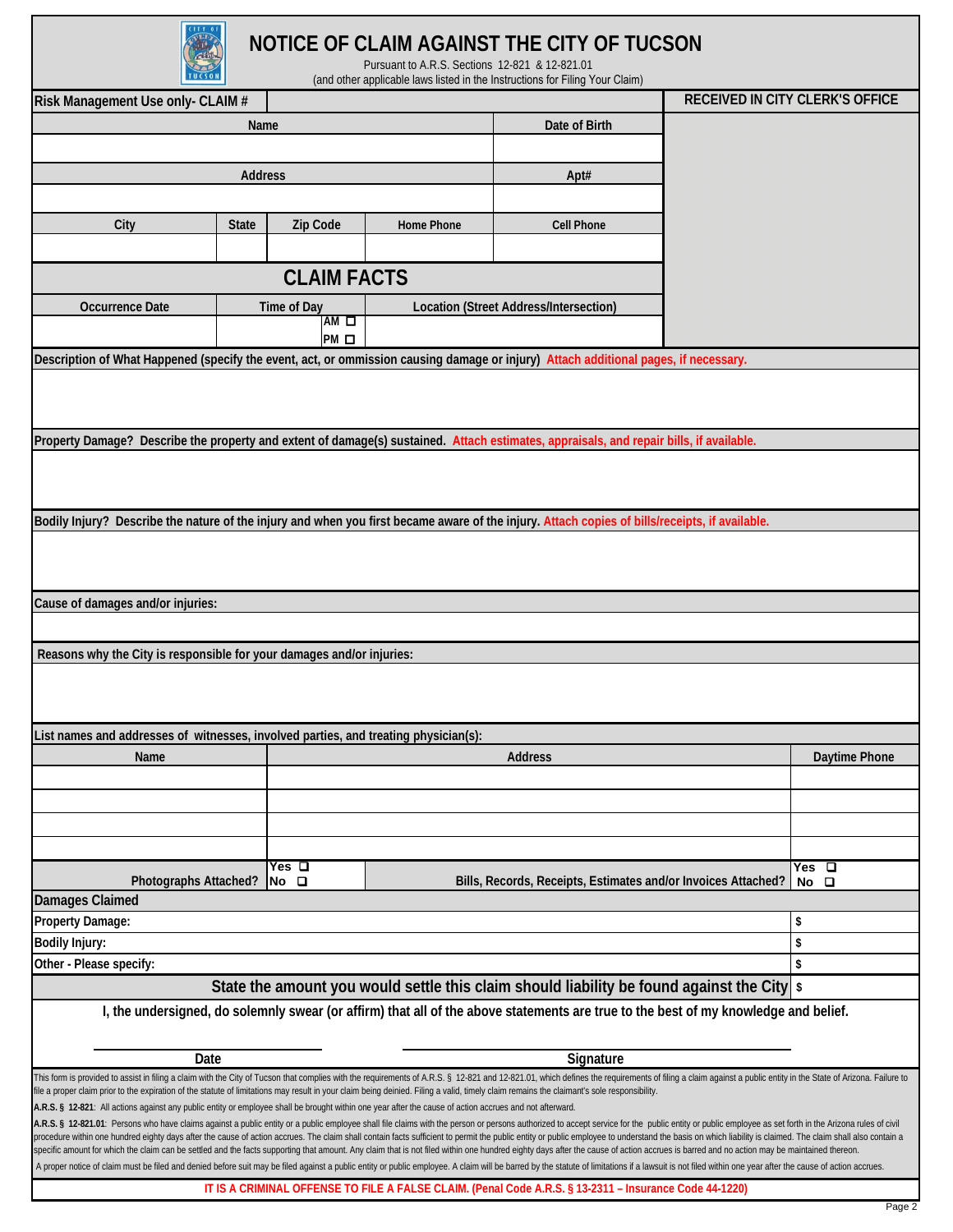# NOTICE OF CLAIM AGAINST THE CITY OF TUCSON

Pursuant to A.R.S. Sections 12-821 & 12-821.01
(and other applicable laws listed in the Instructions for Filing Your Claim)

| Risk Management Use only- CLAIM # | | | | | RECEIVED IN CITY CLERK'S OFFICE |
|---|---|---|---|---|---|
| Name | | | | Date of Birth | |
| | | | | | |
| Address | | | | Apt# | |
| | | | | | |
| City | State | Zip Code | Home Phone | Cell Phone | |
| | | | | | |

## CLAIM FACTS

| Occurrence Date | Time of Day | Location (Street Address/Intersection) |
|---|---|---|
| | AM ☐ PM ☐ | |

**Description of What Happened (specify the event, act, or ommission causing damage or injury)** Attach additional pages, if necessary.

**Property Damage? Describe the property and extent of damage(s) sustained.** Attach estimates, appraisals, and repair bills, if available.

**Bodily Injury? Describe the nature of the injury and when you first became aware of the injury.** Attach copies of bills/receipts, if available.

**Cause of damages and/or injuries:**

**Reasons why the City is responsible for your damages and/or injuries:**

**List names and addresses of witnesses, involved parties, and treating physician(s):**

| Name | Address | Daytime Phone |
|---|---|---|
| | | |
| | | |
| | | |
| | | |

| Photographs Attached? | Yes ☐ No ☐ | Bills, Records, Receipts, Estimates and/or Invoices Attached? | Yes ☐ No ☐ |
|---|---|---|---|

**Damages Claimed**

| | |
|---|---|
| Property Damage: | $ |
| Bodily Injury: | $ |
| Other - Please specify: | $ |
| **State the amount you would settle this claim should liability be found against the City** | $ |

**I, the undersigned, do solemnly swear (or affirm) that all of the above statements are true to the best of my knowledge and belief.**

______________________ Date

______________________ Signature

This form is provided to assist in filing a claim with the City of Tucson that complies with the requirements of A.R.S. § 12-821 and 12-821.01, which defines the requirements of filing a claim against a public entity in the State of Arizona. Failure to file a proper claim prior to the expiration of the statute of limitations may result in your claim being deinied. Filing a valid, timely claim remains the claimant's sole responsibility.

**A.R.S. § 12-821**: All actions against any public entity or employee shall be brought within one year after the cause of action accrues and not afterward.

**A.R.S. § 12-821.01**: Persons who have claims against a public entity or a public employee shall file claims with the person or persons authorized to accept service for the public entity or public employee as set forth in the Arizona rules of civil procedure within one hundred eighty days after the cause of action accrues. The claim shall contain facts sufficient to permit the public entity or public employee to understand the basis on which liability is claimed. The claim shall also contain a specific amount for which the claim can be settled and the facts supporting that amount. Any claim that is not filed within one hundred eighty days after the cause of action accrues is barred and no action may be maintained thereon.

A proper notice of claim must be filed and denied before suit may be filed against a public entity or public employee. A claim will be barred by the statute of limitations if a lawsuit is not filed within one year after the cause of action accrues.

**IT IS A CRIMINAL OFFENSE TO FILE A FALSE CLAIM. (Penal Code A.R.S. § 13-2311 – Insurance Code 44-1220)**